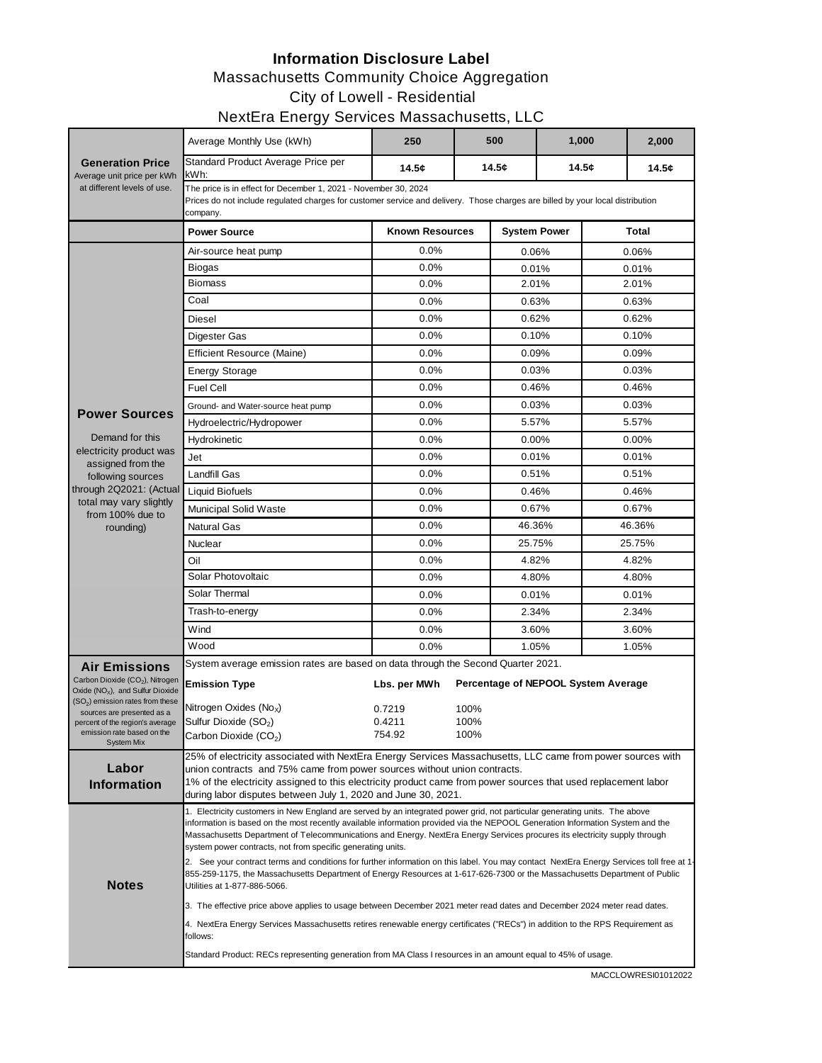# Information Disclosure Label

## Massachusetts Community Choice Aggregation

## City of Lowell - Residential

## NextEra Energy Services Massachusetts, LLC

| **Generation Price**<br>Average unit price per kWh at different levels of use. | Average Monthly Use (kWh) | **250** | **500** | **1,000** | **2,000** |
|---|---|---|---|---|---|
| | Standard Product Average Price per kWh: | **14.5¢** | **14.5¢** | **14.5¢** | **14.5¢** |
| | The price is in effect for December 1, 2021 - November 30, 2024<br>Prices do not include regulated charges for customer service and delivery. Those charges are billed by your local distribution company. | | | | |

| | **Power Source** | **Known Resources** | **System Power** | **Total** |
|---|---|---|---|---|
| **Power Sources**<br>Demand for this electricity product was assigned from the following sources through 2Q2021: (Actual total may vary slightly from 100% due to rounding) | Air-source heat pump | 0.0% | 0.06% | 0.06% |
| | Biogas | 0.0% | 0.01% | 0.01% |
| | Biomass | 0.0% | 2.01% | 2.01% |
| | Coal | 0.0% | 0.63% | 0.63% |
| | Diesel | 0.0% | 0.62% | 0.62% |
| | Digester Gas | 0.0% | 0.10% | 0.10% |
| | Efficient Resource (Maine) | 0.0% | 0.09% | 0.09% |
| | Energy Storage | 0.0% | 0.03% | 0.03% |
| | Fuel Cell | 0.0% | 0.46% | 0.46% |
| | Ground- and Water-source heat pump | 0.0% | 0.03% | 0.03% |
| | Hydroelectric/Hydropower | 0.0% | 5.57% | 5.57% |
| | Hydrokinetic | 0.0% | 0.00% | 0.00% |
| | Jet | 0.0% | 0.01% | 0.01% |
| | Landfill Gas | 0.0% | 0.51% | 0.51% |
| | Liquid Biofuels | 0.0% | 0.46% | 0.46% |
| | Municipal Solid Waste | 0.0% | 0.67% | 0.67% |
| | Natural Gas | 0.0% | 46.36% | 46.36% |
| | Nuclear | 0.0% | 25.75% | 25.75% |
| | Oil | 0.0% | 4.82% | 4.82% |
| | Solar Photovoltaic | 0.0% | 4.80% | 4.80% |
| | Solar Thermal | 0.0% | 0.01% | 0.01% |
| | Trash-to-energy | 0.0% | 2.34% | 2.34% |
| | Wind | 0.0% | 3.60% | 3.60% |
| | Wood | 0.0% | 1.05% | 1.05% |

**Air Emissions**

Carbon Dioxide ($CO_2$), Nitrogen Oxide ($NO_X$), and Sulfur Dioxide ($SO_2$) emission rates from these sources are presented as a percent of the region's average emission rate based on the System Mix

System average emission rates are based on data through the Second Quarter 2021.

| Emission Type | Lbs. per MWh | Percentage of NEPOOL System Average |
|---|---|---|
| Nitrogen Oxides ($No_X$) | 0.7219 | 100% |
| Sulfur Dioxide ($SO_2$) | 0.4211 | 100% |
| Carbon Dioxide ($CO_2$) | 754.92 | 100% |

**Labor Information**

25% of electricity associated with NextEra Energy Services Massachusetts, LLC came from power sources with union contracts and 75% came from power sources without union contracts.
1% of the electricity assigned to this electricity product came from power sources that used replacement labor during labor disputes between July 1, 2020 and June 30, 2021.

**Notes**

1. Electricity customers in New England are served by an integrated power grid, not particular generating units. The above information is based on the most recently available information provided via the NEPOOL Generation Information System and the Massachusetts Department of Telecommunications and Energy. NextEra Energy Services procures its electricity supply through system power contracts, not from specific generating units.

2. See your contract terms and conditions for further information on this label. You may contact NextEra Energy Services toll free at 1-855-259-1175, the Massachusetts Department of Energy Resources at 1-617-626-7300 or the Massachusetts Department of Public Utilities at 1-877-886-5066.

3. The effective price above applies to usage between December 2021 meter read dates and December 2024 meter read dates.

4. NextEra Energy Services Massachusetts retires renewable energy certificates ("RECs") in addition to the RPS Requirement as follows:

Standard Product: RECs representing generation from MA Class I resources in an amount equal to 45% of usage.

MACCLOWRESI01012022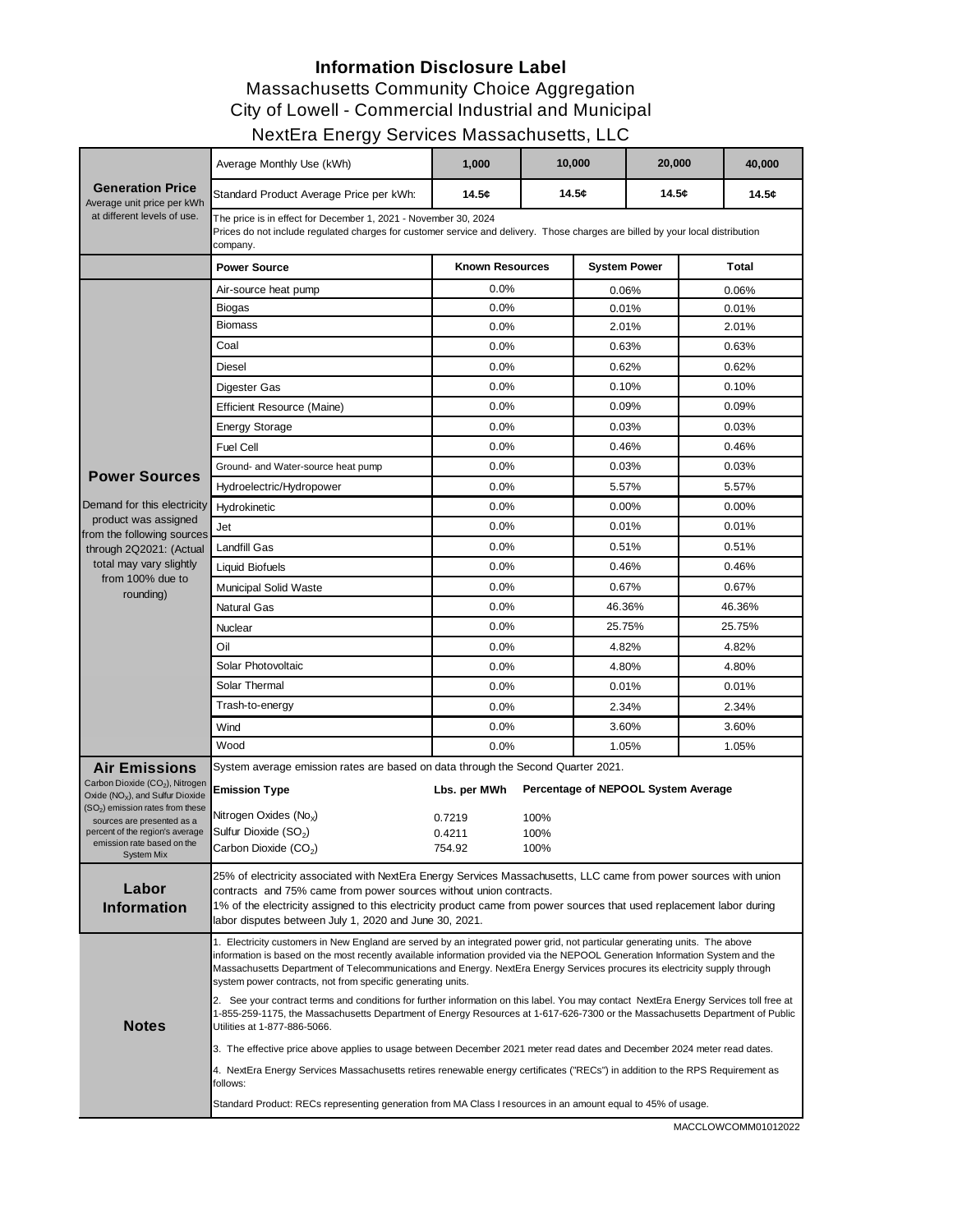# Information Disclosure Label

## Massachusetts Community Choice Aggregation
## City of Lowell - Commercial Industrial and Municipal
## NextEra Energy Services Massachusetts, LLC

| | | | | | |
|---|---|---|---|---|---|
| **Generation Price** Average unit price per kWh at different levels of use. | Average Monthly Use (kWh) | **1,000** | **10,000** | **20,000** | **40,000** |
| | Standard Product Average Price per kWh: | **14.5¢** | **14.5¢** | **14.5¢** | **14.5¢** |
| | The price is in effect for December 1, 2021 - November 30, 2024. Prices do not include regulated charges for customer service and delivery. Those charges are billed by your local distribution company. | | | | |

| | Power Source | Known Resources | System Power | Total |
|---|---|---|---|---|
| **Power Sources** Demand for this electricity product was assigned from the following sources through 2Q2021: (Actual total may vary slightly from 100% due to rounding) | Air-source heat pump | 0.0% | 0.06% | 0.06% |
| | Biogas | 0.0% | 0.01% | 0.01% |
| | Biomass | 0.0% | 2.01% | 2.01% |
| | Coal | 0.0% | 0.63% | 0.63% |
| | Diesel | 0.0% | 0.62% | 0.62% |
| | Digester Gas | 0.0% | 0.10% | 0.10% |
| | Efficient Resource (Maine) | 0.0% | 0.09% | 0.09% |
| | Energy Storage | 0.0% | 0.03% | 0.03% |
| | Fuel Cell | 0.0% | 0.46% | 0.46% |
| | Ground- and Water-source heat pump | 0.0% | 0.03% | 0.03% |
| | Hydroelectric/Hydropower | 0.0% | 5.57% | 5.57% |
| | Hydrokinetic | 0.0% | 0.00% | 0.00% |
| | Jet | 0.0% | 0.01% | 0.01% |
| | Landfill Gas | 0.0% | 0.51% | 0.51% |
| | Liquid Biofuels | 0.0% | 0.46% | 0.46% |
| | Municipal Solid Waste | 0.0% | 0.67% | 0.67% |
| | Natural Gas | 0.0% | 46.36% | 46.36% |
| | Nuclear | 0.0% | 25.75% | 25.75% |
| | Oil | 0.0% | 4.82% | 4.82% |
| | Solar Photovoltaic | 0.0% | 4.80% | 4.80% |
| | Solar Thermal | 0.0% | 0.01% | 0.01% |
| | Trash-to-energy | 0.0% | 2.34% | 2.34% |
| | Wind | 0.0% | 3.60% | 3.60% |
| | Wood | 0.0% | 1.05% | 1.05% |

### Air Emissions

Carbon Dioxide ($CO_2$), Nitrogen Oxide ($NO_X$), and Sulfur Dioxide ($SO_2$) emission rates from these sources are presented as a percent of the region's average emission rate based on the System Mix

System average emission rates are based on data through the Second Quarter 2021.

| Emission Type | Lbs. per MWh | Percentage of NEPOOL System Average |
|---|---|---|
| Nitrogen Oxides ($No_x$) | 0.7219 | 100% |
| Sulfur Dioxide ($SO_2$) | 0.4211 | 100% |
| Carbon Dioxide ($CO_2$) | 754.92 | 100% |

### Labor Information

25% of electricity associated with NextEra Energy Services Massachusetts, LLC came from power sources with union contracts and 75% came from power sources without union contracts.
1% of the electricity assigned to this electricity product came from power sources that used replacement labor during labor disputes between July 1, 2020 and June 30, 2021.

### Notes

1. Electricity customers in New England are served by an integrated power grid, not particular generating units. The above information is based on the most recently available information provided via the NEPOOL Generation Information System and the Massachusetts Department of Telecommunications and Energy. NextEra Energy Services procures its electricity supply through system power contracts, not from specific generating units.

2. See your contract terms and conditions for further information on this label. You may contact NextEra Energy Services toll free at 1-855-259-1175, the Massachusetts Department of Energy Resources at 1-617-626-7300 or the Massachusetts Department of Public Utilities at 1-877-886-5066.

3. The effective price above applies to usage between December 2021 meter read dates and December 2024 meter read dates.

4. NextEra Energy Services Massachusetts retires renewable energy certificates ("RECs") in addition to the RPS Requirement as follows:

Standard Product: RECs representing generation from MA Class I resources in an amount equal to 45% of usage.

MACCLOWCOMM01012022